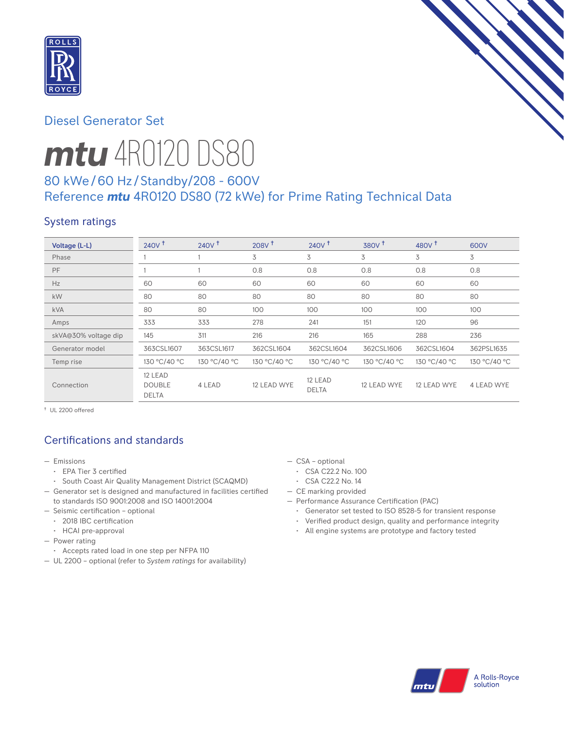## Diesel Generator Set

# *mtu* 4R0120 DS80

### 80 kWe / 60 Hz / Standby / 208 - 600V
### Reference *mtu* 4R0120 DS80 (72 kWe) for Prime Rating Technical Data

## System ratings

| Voltage (L-L) | 240V † | 240V † | 208V † | 240V † | 380V † | 480V † | 600V |
|---|---|---|---|---|---|---|---|
| Phase | 1 | 1 | 3 | 3 | 3 | 3 | 3 |
| PF | 1 | 1 | 0.8 | 0.8 | 0.8 | 0.8 | 0.8 |
| Hz | 60 | 60 | 60 | 60 | 60 | 60 | 60 |
| kW | 80 | 80 | 80 | 80 | 80 | 80 | 80 |
| kVA | 80 | 80 | 100 | 100 | 100 | 100 | 100 |
| Amps | 333 | 333 | 278 | 241 | 151 | 120 | 96 |
| skVA@30% voltage dip | 145 | 311 | 216 | 216 | 165 | 288 | 236 |
| Generator model | 363CSL1607 | 363CSL1617 | 362CSL1604 | 362CSL1604 | 362CSL1606 | 362CSL1604 | 362PSL1635 |
| Temp rise | 130 °C/40 °C | 130 °C/40 °C | 130 °C/40 °C | 130 °C/40 °C | 130 °C/40 °C | 130 °C/40 °C | 130 °C/40 °C |
| Connection | 12 LEAD DOUBLE DELTA | 4 LEAD | 12 LEAD WYE | 12 LEAD DELTA | 12 LEAD WYE | 12 LEAD WYE | 4 LEAD WYE |

† UL 2200 offered

## Certifications and standards

- Emissions
  - EPA Tier 3 certified
  - South Coast Air Quality Management District (SCAQMD)
- Generator set is designed and manufactured in facilities certified to standards ISO 9001:2008 and ISO 14001:2004
- Seismic certification – optional
  - 2018 IBC certification
  - HCAI pre-approval
- Power rating
  - Accepts rated load in one step per NFPA 110
- UL 2200 – optional (refer to *System ratings* for availability)
- CSA – optional
  - CSA C22.2 No. 100
  - CSA C22.2 No. 14
- CE marking provided
- Performance Assurance Certification (PAC)
  - Generator set tested to ISO 8528-5 for transient response
  - Verified product design, quality and performance integrity
  - All engine systems are prototype and factory tested

A Rolls-Royce solution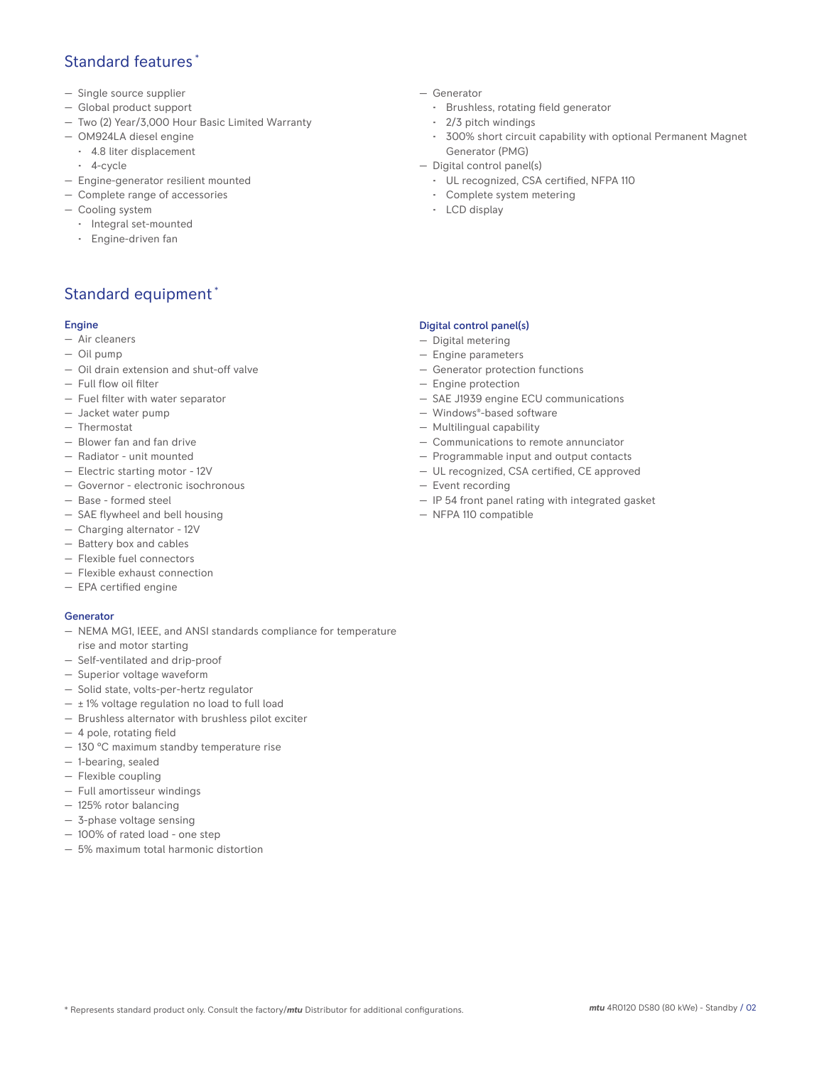## Standard features*

- Single source supplier
- Global product support
- Two (2) Year/3,000 Hour Basic Limited Warranty
- OM924LA diesel engine
  - 4.8 liter displacement
  - 4-cycle
- Engine-generator resilient mounted
- Complete range of accessories
- Cooling system
  - Integral set-mounted
  - Engine-driven fan
- Generator
  - Brushless, rotating field generator
  - 2/3 pitch windings
  - 300% short circuit capability with optional Permanent Magnet Generator (PMG)
- Digital control panel(s)
  - UL recognized, CSA certified, NFPA 110
  - Complete system metering
  - LCD display

## Standard equipment*

### Engine

- Air cleaners
- Oil pump
- Oil drain extension and shut-off valve
- Full flow oil filter
- Fuel filter with water separator
- Jacket water pump
- Thermostat
- Blower fan and fan drive
- Radiator - unit mounted
- Electric starting motor - 12V
- Governor - electronic isochronous
- Base - formed steel
- SAE flywheel and bell housing
- Charging alternator - 12V
- Battery box and cables
- Flexible fuel connectors
- Flexible exhaust connection
- EPA certified engine

### Generator

- NEMA MG1, IEEE, and ANSI standards compliance for temperature rise and motor starting
- Self-ventilated and drip-proof
- Superior voltage waveform
- Solid state, volts-per-hertz regulator
- ± 1% voltage regulation no load to full load
- Brushless alternator with brushless pilot exciter
- 4 pole, rotating field
- 130 °C maximum standby temperature rise
- 1-bearing, sealed
- Flexible coupling
- Full amortisseur windings
- 125% rotor balancing
- 3-phase voltage sensing
- 100% of rated load - one step
- 5% maximum total harmonic distortion

### Digital control panel(s)

- Digital metering
- Engine parameters
- Generator protection functions
- Engine protection
- SAE J1939 engine ECU communications
- Windows®-based software
- Multilingual capability
- Communications to remote annunciator
- Programmable input and output contacts
- UL recognized, CSA certified, CE approved
- Event recording
- IP 54 front panel rating with integrated gasket
- NFPA 110 compatible

* Represents standard product only. Consult the factory/*mtu* Distributor for additional configurations.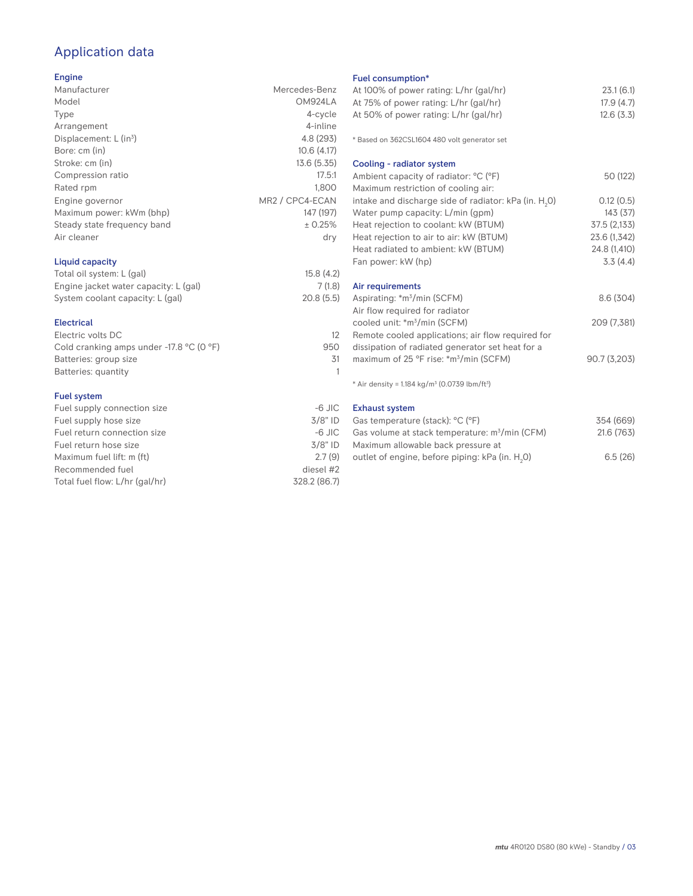# Application data

## Engine

| | |
|---|---|
| Manufacturer | Mercedes-Benz |
| Model | OM924LA |
| Type | 4-cycle |
| Arrangement | 4-inline |
| Displacement: L ($in^3$) | 4.8 (293) |
| Bore: cm (in) | 10.6 (4.17) |
| Stroke: cm (in) | 13.6 (5.35) |
| Compression ratio | 17.5:1 |
| Rated rpm | 1,800 |
| Engine governor | MR2 / CPC4-ECAN |
| Maximum power: kWm (bhp) | 147 (197) |
| Steady state frequency band | ± 0.25% |
| Air cleaner | dry |

## Liquid capacity

| | |
|---|---|
| Total oil system: L (gal) | 15.8 (4.2) |
| Engine jacket water capacity: L (gal) | 7 (1.8) |
| System coolant capacity: L (gal) | 20.8 (5.5) |

## Electrical

| | |
|---|---|
| Electric volts DC | 12 |
| Cold cranking amps under -17.8 °C (0 °F) | 950 |
| Batteries: group size | 31 |
| Batteries: quantity | 1 |

## Fuel system

| | |
|---|---|
| Fuel supply connection size | -6 JIC |
| Fuel supply hose size | 3/8" ID |
| Fuel return connection size | -6 JIC |
| Fuel return hose size | 3/8" ID |
| Maximum fuel lift: m (ft) | 2.7 (9) |
| Recommended fuel | diesel #2 |
| Total fuel flow: L/hr (gal/hr) | 328.2 (86.7) |

## Fuel consumption*

| | |
|---|---|
| At 100% of power rating: L/hr (gal/hr) | 23.1 (6.1) |
| At 75% of power rating: L/hr (gal/hr) | 17.9 (4.7) |
| At 50% of power rating: L/hr (gal/hr) | 12.6 (3.3) |

* Based on 362CSL1604 480 volt generator set

## Cooling - radiator system

| | |
|---|---|
| Ambient capacity of radiator: °C (°F) | 50 (122) |
| Maximum restriction of cooling air: intake and discharge side of radiator: kPa (in. $H_2O$) | 0.12 (0.5) |
| Water pump capacity: L/min (gpm) | 143 (37) |
| Heat rejection to coolant: kW (BTUM) | 37.5 (2,133) |
| Heat rejection to air to air: kW (BTUM) | 23.6 (1,342) |
| Heat radiated to ambient: kW (BTUM) | 24.8 (1,410) |
| Fan power: kW (hp) | 3.3 (4.4) |

## Air requirements

| | |
|---|---|
| Aspirating: *$m^3$/min (SCFM) | 8.6 (304) |
| Air flow required for radiator cooled unit: *$m^3$/min (SCFM) | 209 (7,381) |
| Remote cooled applications; air flow required for dissipation of radiated generator set heat for a maximum of 25 °F rise: *$m^3$/min (SCFM) | 90.7 (3,203) |

* Air density = 1.184 kg/$m^3$ (0.0739 lbm/$ft^3$)

## Exhaust system

| | |
|---|---|
| Gas temperature (stack): °C (°F) | 354 (669) |
| Gas volume at stack temperature: $m^3$/min (CFM) | 21.6 (763) |
| Maximum allowable back pressure at outlet of engine, before piping: kPa (in. $H_2O$) | 6.5 (26) |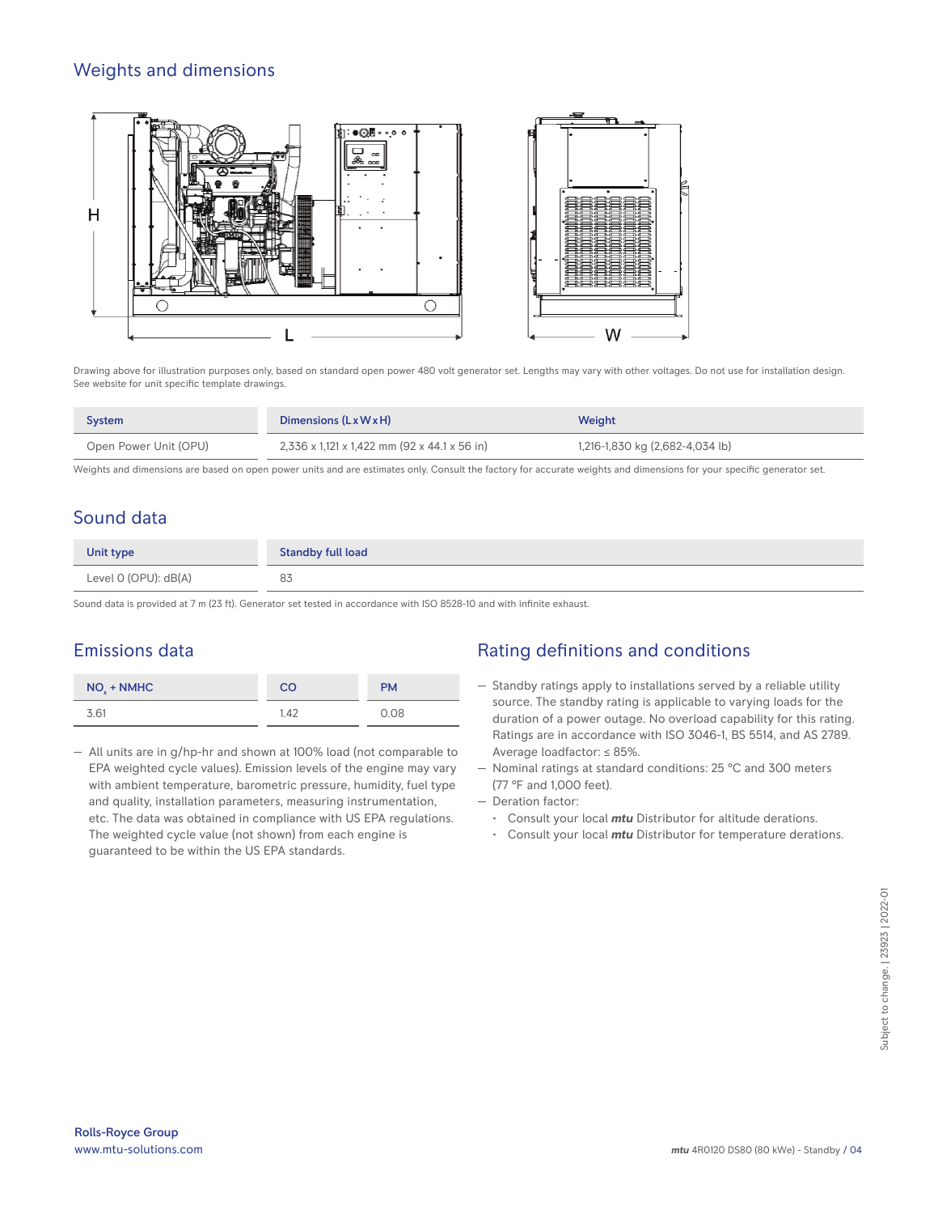## Weights and dimensions

H

L

W

Drawing above for illustration purposes only, based on standard open power 480 volt generator set. Lengths may vary with other voltages. Do not use for installation design. See website for unit specific template drawings.

| System | Dimensions (L x W x H) | Weight |
|---|---|---|
| Open Power Unit (OPU) | 2,336 x 1,121 x 1,422 mm (92 x 44.1 x 56 in) | 1,216-1,830 kg (2,682-4,034 lb) |

Weights and dimensions are based on open power units and are estimates only. Consult the factory for accurate weights and dimensions for your specific generator set.

## Sound data

| Unit type | Standby full load |
|---|---|
| Level 0 (OPU): dB(A) | 83 |

Sound data is provided at 7 m (23 ft). Generator set tested in accordance with ISO 8528-10 and with infinite exhaust.

## Emissions data

| $NO_x$ + NMHC | CO | PM |
|---|---|---|
| 3.61 | 1.42 | 0.08 |

- All units are in g/hp-hr and shown at 100% load (not comparable to EPA weighted cycle values). Emission levels of the engine may vary with ambient temperature, barometric pressure, humidity, fuel type and quality, installation parameters, measuring instrumentation, etc. The data was obtained in compliance with US EPA regulations. The weighted cycle value (not shown) from each engine is guaranteed to be within the US EPA standards.

## Rating definitions and conditions

- Standby ratings apply to installations served by a reliable utility source. The standby rating is applicable to varying loads for the duration of a power outage. No overload capability for this rating. Ratings are in accordance with ISO 3046-1, BS 5514, and AS 2789. Average loadfactor: ≤ 85%.
- Nominal ratings at standard conditions: 25 °C and 300 meters (77 °F and 1,000 feet).
- Deration factor:
  - Consult your local ***mtu*** Distributor for altitude derations.
  - Consult your local ***mtu*** Distributor for temperature derations.

Subject to change. | 23923 | 2022-01

Rolls-Royce Group
www.mtu-solutions.com